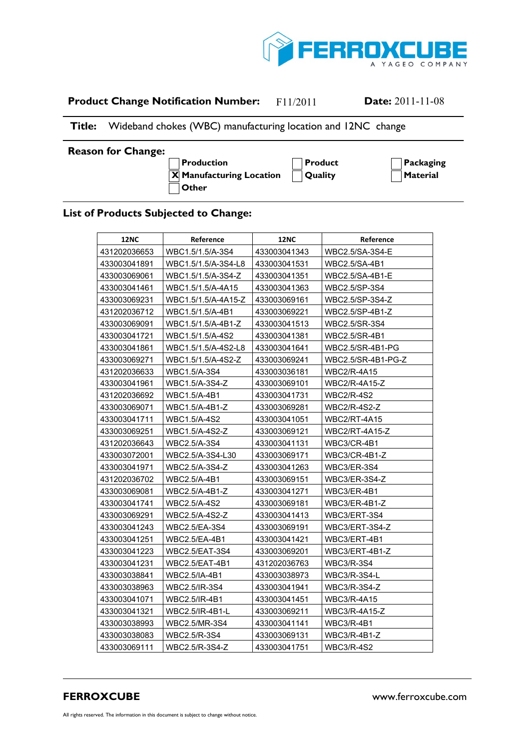**Product Change Notification Number:** F11/2011 **Date:** 2011-11-08

**Title:** Wideband chokes (WBC) manufacturing location and 12NC change

**Reason for Change:**

- [ ] Production
- [x] Manufacturing Location
- [ ] Other
- [ ] Product
- [ ] Quality
- [ ] Packaging
- [ ] Material

## List of Products Subjected to Change:

| 12NC | Reference | 12NC | Reference |
|---|---|---|---|
| 431202036653 | WBC1.5/1.5/A-3S4 | 433003041343 | WBC2.5/SA-3S4-E |
| 433003041891 | WBC1.5/1.5/A-3S4-L8 | 433003041531 | WBC2.5/SA-4B1 |
| 433003069061 | WBC1.5/1.5/A-3S4-Z | 433003041351 | WBC2.5/SA-4B1-E |
| 433003041461 | WBC1.5/1.5/A-4A15 | 433003041363 | WBC2.5/SP-3S4 |
| 433003069231 | WBC1.5/1.5/A-4A15-Z | 433003069161 | WBC2.5/SP-3S4-Z |
| 431202036712 | WBC1.5/1.5/A-4B1 | 433003069221 | WBC2.5/SP-4B1-Z |
| 433003069091 | WBC1.5/1.5/A-4B1-Z | 433003041513 | WBC2.5/SR-3S4 |
| 433003041721 | WBC1.5/1.5/A-4S2 | 433003041381 | WBC2.5/SR-4B1 |
| 433003041861 | WBC1.5/1.5/A-4S2-L8 | 433003041641 | WBC2.5/SR-4B1-PG |
| 433003069271 | WBC1.5/1.5/A-4S2-Z | 433003069241 | WBC2.5/SR-4B1-PG-Z |
| 431202036633 | WBC1.5/A-3S4 | 433003036181 | WBC2/R-4A15 |
| 433003041961 | WBC1.5/A-3S4-Z | 433003069101 | WBC2/R-4A15-Z |
| 431202036692 | WBC1.5/A-4B1 | 433003041731 | WBC2/R-4S2 |
| 433003069071 | WBC1.5/A-4B1-Z | 433003069281 | WBC2/R-4S2-Z |
| 433003041711 | WBC1.5/A-4S2 | 433003041051 | WBC2/RT-4A15 |
| 433003069251 | WBC1.5/A-4S2-Z | 433003069121 | WBC2/RT-4A15-Z |
| 431202036643 | WBC2.5/A-3S4 | 433003041131 | WBC3/CR-4B1 |
| 433003072001 | WBC2.5/A-3S4-L30 | 433003069171 | WBC3/CR-4B1-Z |
| 433003041971 | WBC2.5/A-3S4-Z | 433003041263 | WBC3/ER-3S4 |
| 431202036702 | WBC2.5/A-4B1 | 433003069151 | WBC3/ER-3S4-Z |
| 433003069081 | WBC2.5/A-4B1-Z | 433003041271 | WBC3/ER-4B1 |
| 433003041741 | WBC2.5/A-4S2 | 433003069181 | WBC3/ER-4B1-Z |
| 433003069291 | WBC2.5/A-4S2-Z | 433003041413 | WBC3/ERT-3S4 |
| 433003041243 | WBC2.5/EA-3S4 | 433003069191 | WBC3/ERT-3S4-Z |
| 433003041251 | WBC2.5/EA-4B1 | 433003041421 | WBC3/ERT-4B1 |
| 433003041223 | WBC2.5/EAT-3S4 | 433003069201 | WBC3/ERT-4B1-Z |
| 433003041231 | WBC2.5/EAT-4B1 | 431202036763 | WBC3/R-3S4 |
| 433003038841 | WBC2.5/IA-4B1 | 433003038973 | WBC3/R-3S4-L |
| 433003038963 | WBC2.5/IR-3S4 | 433003041941 | WBC3/R-3S4-Z |
| 433003041071 | WBC2.5/IR-4B1 | 433003041451 | WBC3/R-4A15 |
| 433003041321 | WBC2.5/IR-4B1-L | 433003069211 | WBC3/R-4A15-Z |
| 433003038993 | WBC2.5/MR-3S4 | 433003041141 | WBC3/R-4B1 |
| 433003038083 | WBC2.5/R-3S4 | 433003069131 | WBC3/R-4B1-Z |
| 433003069111 | WBC2.5/R-3S4-Z | 433003041751 | WBC3/R-4S2 |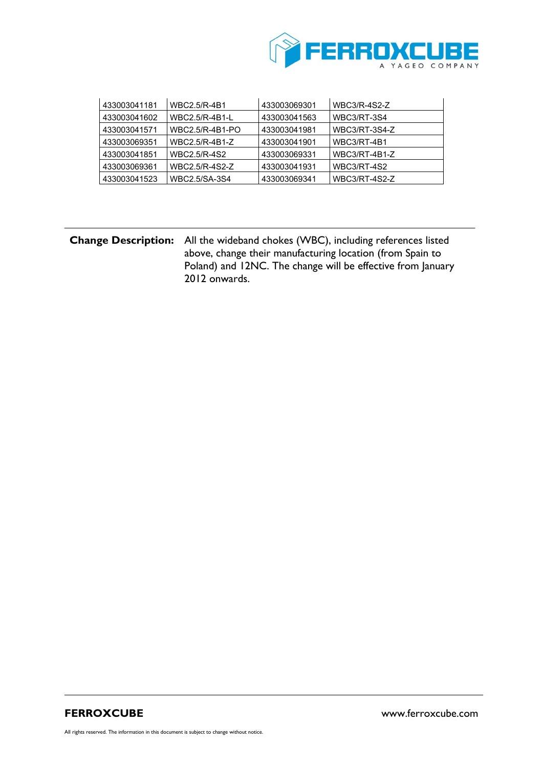| | | | |
|---|---|---|---|
| 433003041181 | WBC2.5/R-4B1 | 433003069301 | WBC3/R-4S2-Z |
| 433003041602 | WBC2.5/R-4B1-L | 433003041563 | WBC3/RT-3S4 |
| 433003041571 | WBC2.5/R-4B1-PO | 433003041981 | WBC3/RT-3S4-Z |
| 433003069351 | WBC2.5/R-4B1-Z | 433003041901 | WBC3/RT-4B1 |
| 433003041851 | WBC2.5/R-4S2 | 433003069331 | WBC3/RT-4B1-Z |
| 433003069361 | WBC2.5/R-4S2-Z | 433003041931 | WBC3/RT-4S2 |
| 433003041523 | WBC2.5/SA-3S4 | 433003069341 | WBC3/RT-4S2-Z |

**Change Description:** All the wideband chokes (WBC), including references listed above, change their manufacturing location (from Spain to Poland) and 12NC. The change will be effective from January 2012 onwards.

**FERROXCUBE** www.ferroxcube.com

All rights reserved. The information in this document is subject to change without notice.